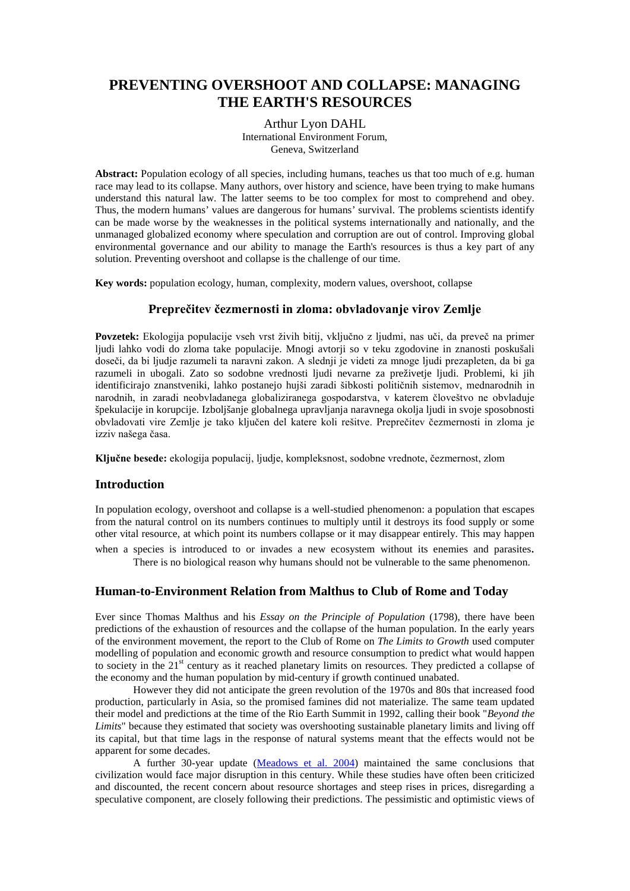# PREVENTING OVERSHOOT AND COLLAPSE: MANAGING THE EARTH'S RESOURCES

Arthur Lyon DAHL
International Environment Forum,
Geneva, Switzerland

**Abstract:** Population ecology of all species, including humans, teaches us that too much of e.g. human race may lead to its collapse. Many authors, over history and science, have been trying to make humans understand this natural law. The latter seems to be too complex for most to comprehend and obey. Thus, the modern humans' values are dangerous for humans' survival. The problems scientists identify can be made worse by the weaknesses in the political systems internationally and nationally, and the unmanaged globalized economy where speculation and corruption are out of control. Improving global environmental governance and our ability to manage the Earth's resources is thus a key part of any solution. Preventing overshoot and collapse is the challenge of our time.

**Key words:** population ecology, human, complexity, modern values, overshoot, collapse

## Preprečitev čezmernosti in zloma: obvladovanje virov Zemlje

**Povzetek:** Ekologija populacije vseh vrst živih bitij, vključno z ljudmi, nas uči, da preveč na primer ljudi lahko vodi do zloma take populacije. Mnogi avtorji so v teku zgodovine in znanosti poskušali doseči, da bi ljudje razumeli ta naravni zakon. A slednji je videti za mnoge ljudi prezapleten, da bi ga razumeli in ubogali. Zato so sodobne vrednosti ljudi nevarne za preživetje ljudi. Problemi, ki jih identificirajo znanstveniki, lahko postanejo hujši zaradi šibkosti političnih sistemov, mednarodnih in narodnih, in zaradi neobvladanega globaliziranega gospodarstva, v katerem človeštvo ne obvladuje špekulacije in korupcije. Izboljšanje globalnega upravljanja naravnega okolja ljudi in svoje sposobnosti obvladovati vire Zemlje je tako ključen del katere koli rešitve. Preprečitev čezmernosti in zloma je izziv našega časa.

**Ključne besede:** ekologija populacij, ljudje, kompleksnost, sodobne vrednote, čezmernost, zlom

## Introduction

In population ecology, overshoot and collapse is a well-studied phenomenon: a population that escapes from the natural control on its numbers continues to multiply until it destroys its food supply or some other vital resource, at which point its numbers collapse or it may disappear entirely. This may happen when a species is introduced to or invades a new ecosystem without its enemies and parasites.

There is no biological reason why humans should not be vulnerable to the same phenomenon.

## Human-to-Environment Relation from Malthus to Club of Rome and Today

Ever since Thomas Malthus and his *Essay on the Principle of Population* (1798), there have been predictions of the exhaustion of resources and the collapse of the human population. In the early years of the environment movement, the report to the Club of Rome on *The Limits to Growth* used computer modelling of population and economic growth and resource consumption to predict what would happen to society in the 21st century as it reached planetary limits on resources. They predicted a collapse of the economy and the human population by mid-century if growth continued unabated.

However they did not anticipate the green revolution of the 1970s and 80s that increased food production, particularly in Asia, so the promised famines did not materialize. The same team updated their model and predictions at the time of the Rio Earth Summit in 1992, calling their book "*Beyond the Limits*" because they estimated that society was overshooting sustainable planetary limits and living off its capital, but that time lags in the response of natural systems meant that the effects would not be apparent for some decades.

A further 30-year update (Meadows et al. 2004) maintained the same conclusions that civilization would face major disruption in this century. While these studies have often been criticized and discounted, the recent concern about resource shortages and steep rises in prices, disregarding a speculative component, are closely following their predictions. The pessimistic and optimistic views of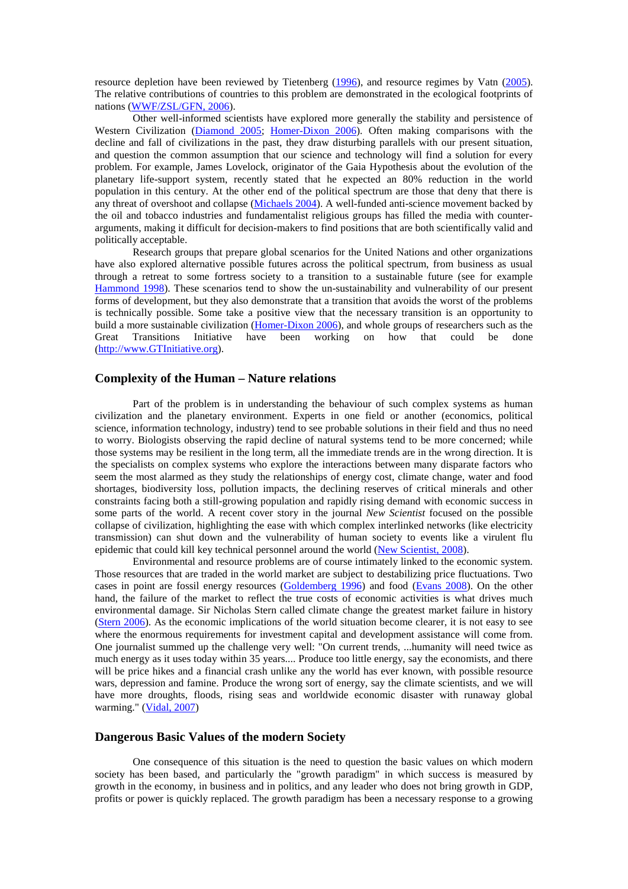resource depletion have been reviewed by Tietenberg (1996), and resource regimes by Vatn (2005). The relative contributions of countries to this problem are demonstrated in the ecological footprints of nations (WWF/ZSL/GFN, 2006).

Other well-informed scientists have explored more generally the stability and persistence of Western Civilization (Diamond 2005; Homer-Dixon 2006). Often making comparisons with the decline and fall of civilizations in the past, they draw disturbing parallels with our present situation, and question the common assumption that our science and technology will find a solution for every problem. For example, James Lovelock, originator of the Gaia Hypothesis about the evolution of the planetary life-support system, recently stated that he expected an 80% reduction in the world population in this century. At the other end of the political spectrum are those that deny that there is any threat of overshoot and collapse (Michaels 2004). A well-funded anti-science movement backed by the oil and tobacco industries and fundamentalist religious groups has filled the media with counter-arguments, making it difficult for decision-makers to find positions that are both scientifically valid and politically acceptable.

Research groups that prepare global scenarios for the United Nations and other organizations have also explored alternative possible futures across the political spectrum, from business as usual through a retreat to some fortress society to a transition to a sustainable future (see for example Hammond 1998). These scenarios tend to show the un-sustainability and vulnerability of our present forms of development, but they also demonstrate that a transition that avoids the worst of the problems is technically possible. Some take a positive view that the necessary transition is an opportunity to build a more sustainable civilization (Homer-Dixon 2006), and whole groups of researchers such as the Great Transitions Initiative have been working on how that could be done (http://www.GTInitiative.org).

## Complexity of the Human – Nature relations

Part of the problem is in understanding the behaviour of such complex systems as human civilization and the planetary environment. Experts in one field or another (economics, political science, information technology, industry) tend to see probable solutions in their field and thus no need to worry. Biologists observing the rapid decline of natural systems tend to be more concerned; while those systems may be resilient in the long term, all the immediate trends are in the wrong direction. It is the specialists on complex systems who explore the interactions between many disparate factors who seem the most alarmed as they study the relationships of energy cost, climate change, water and food shortages, biodiversity loss, pollution impacts, the declining reserves of critical minerals and other constraints facing both a still-growing population and rapidly rising demand with economic success in some parts of the world. A recent cover story in the journal *New Scientist* focused on the possible collapse of civilization, highlighting the ease with which complex interlinked networks (like electricity transmission) can shut down and the vulnerability of human society to events like a virulent flu epidemic that could kill key technical personnel around the world (New Scientist, 2008).

Environmental and resource problems are of course intimately linked to the economic system. Those resources that are traded in the world market are subject to destabilizing price fluctuations. Two cases in point are fossil energy resources (Goldemberg 1996) and food (Evans 2008). On the other hand, the failure of the market to reflect the true costs of economic activities is what drives much environmental damage. Sir Nicholas Stern called climate change the greatest market failure in history (Stern 2006). As the economic implications of the world situation become clearer, it is not easy to see where the enormous requirements for investment capital and development assistance will come from. One journalist summed up the challenge very well: "On current trends, ...humanity will need twice as much energy as it uses today within 35 years.... Produce too little energy, say the economists, and there will be price hikes and a financial crash unlike any the world has ever known, with possible resource wars, depression and famine. Produce the wrong sort of energy, say the climate scientists, and we will have more droughts, floods, rising seas and worldwide economic disaster with runaway global warming." (Vidal, 2007)

## Dangerous Basic Values of the modern Society

One consequence of this situation is the need to question the basic values on which modern society has been based, and particularly the "growth paradigm" in which success is measured by growth in the economy, in business and in politics, and any leader who does not bring growth in GDP, profits or power is quickly replaced. The growth paradigm has been a necessary response to a growing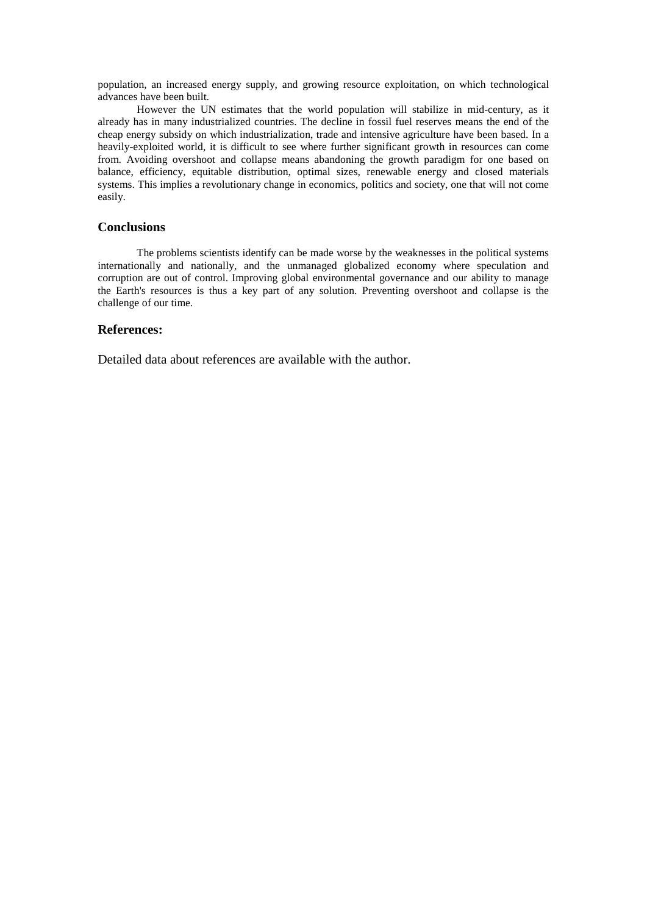population, an increased energy supply, and growing resource exploitation, on which technological advances have been built.

However the UN estimates that the world population will stabilize in mid-century, as it already has in many industrialized countries. The decline in fossil fuel reserves means the end of the cheap energy subsidy on which industrialization, trade and intensive agriculture have been based. In a heavily-exploited world, it is difficult to see where further significant growth in resources can come from. Avoiding overshoot and collapse means abandoning the growth paradigm for one based on balance, efficiency, equitable distribution, optimal sizes, renewable energy and closed materials systems. This implies a revolutionary change in economics, politics and society, one that will not come easily.

## Conclusions

The problems scientists identify can be made worse by the weaknesses in the political systems internationally and nationally, and the unmanaged globalized economy where speculation and corruption are out of control. Improving global environmental governance and our ability to manage the Earth's resources is thus a key part of any solution. Preventing overshoot and collapse is the challenge of our time.

## References:

Detailed data about references are available with the author.